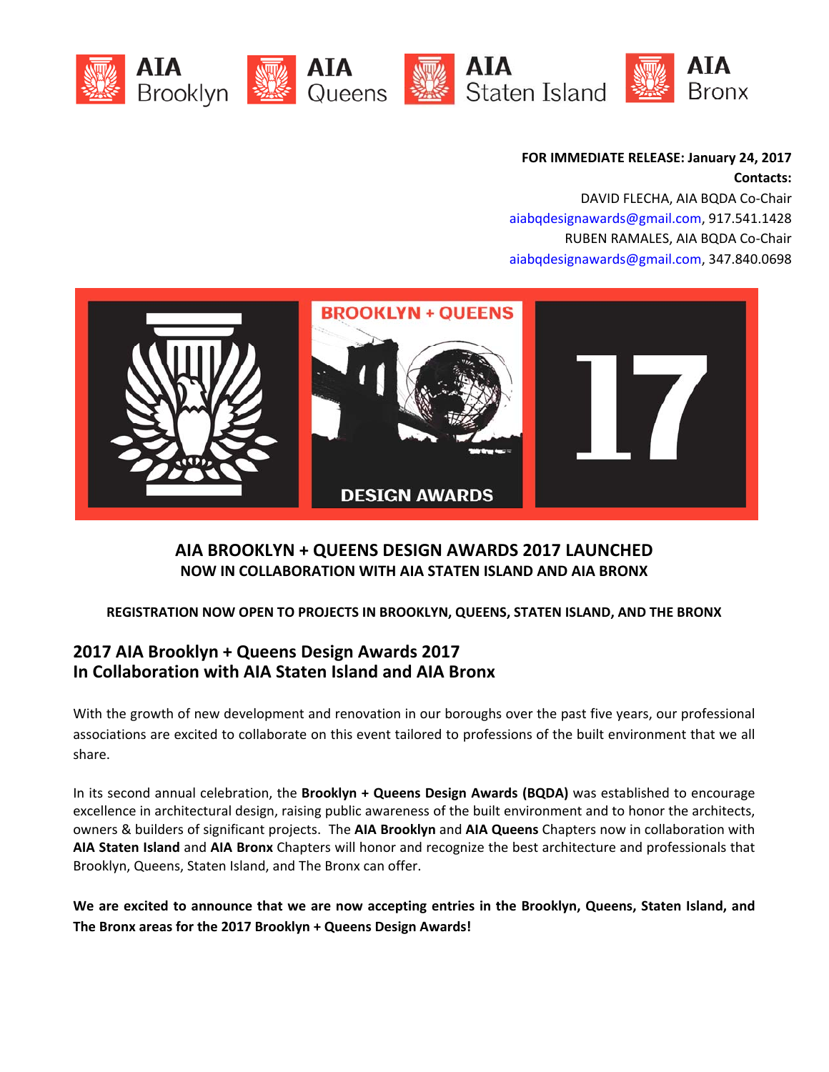AIA Brooklyn AIA Queens AIA Staten Island AIA Bronx

**FOR IMMEDIATE RELEASE: January 24, 2017**
**Contacts:**
DAVID FLECHA, AIA BQDA Co-Chair
aiabqdesignawards@gmail.com, 917.541.1428
RUBEN RAMALES, AIA BQDA Co-Chair
aiabqdesignawards@gmail.com, 347.840.0698

# AIA BROOKLYN + QUEENS DESIGN AWARDS 2017 LAUNCHED

**NOW IN COLLABORATION WITH AIA STATEN ISLAND AND AIA BRONX**

**REGISTRATION NOW OPEN TO PROJECTS IN BROOKLYN, QUEENS, STATEN ISLAND, AND THE BRONX**

## 2017 AIA Brooklyn + Queens Design Awards 2017 In Collaboration with AIA Staten Island and AIA Bronx

With the growth of new development and renovation in our boroughs over the past five years, our professional associations are excited to collaborate on this event tailored to professions of the built environment that we all share.

In its second annual celebration, the **Brooklyn + Queens Design Awards (BQDA)** was established to encourage excellence in architectural design, raising public awareness of the built environment and to honor the architects, owners & builders of significant projects. The **AIA Brooklyn** and **AIA Queens** Chapters now in collaboration with **AIA Staten Island** and **AIA Bronx** Chapters will honor and recognize the best architecture and professionals that Brooklyn, Queens, Staten Island, and The Bronx can offer.

**We are excited to announce that we are now accepting entries in the Brooklyn, Queens, Staten Island, and The Bronx areas for the 2017 Brooklyn + Queens Design Awards!**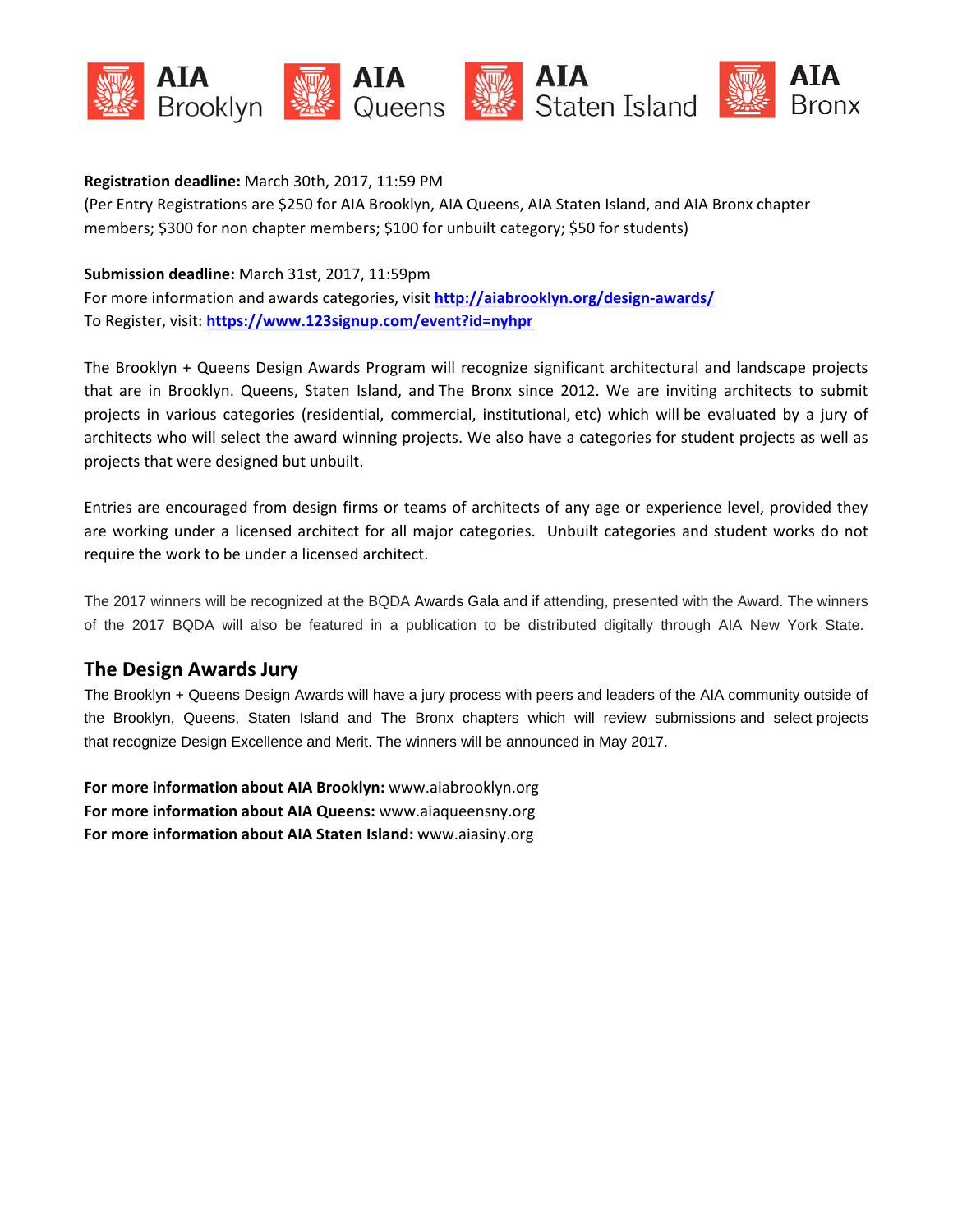AIA Brooklyn AIA Queens AIA Staten Island AIA Bronx

**Registration deadline:** March 30th, 2017, 11:59 PM
(Per Entry Registrations are $250 for AIA Brooklyn, AIA Queens, AIA Staten Island, and AIA Bronx chapter members; $300 for non chapter members; $100 for unbuilt category; $50 for students)

**Submission deadline:** March 31st, 2017, 11:59pm
For more information and awards categories, visit **http://aiabrooklyn.org/design-awards/**
To Register, visit: **https://www.123signup.com/event?id=nyhpr**

The Brooklyn + Queens Design Awards Program will recognize significant architectural and landscape projects that are in Brooklyn. Queens, Staten Island, and The Bronx since 2012. We are inviting architects to submit projects in various categories (residential, commercial, institutional, etc) which will be evaluated by a jury of architects who will select the award winning projects. We also have a categories for student projects as well as projects that were designed but unbuilt.

Entries are encouraged from design firms or teams of architects of any age or experience level, provided they are working under a licensed architect for all major categories. Unbuilt categories and student works do not require the work to be under a licensed architect.

The 2017 winners will be recognized at the BQDA Awards Gala and if attending, presented with the Award. The winners of the 2017 BQDA will also be featured in a publication to be distributed digitally through AIA New York State.

## The Design Awards Jury

The Brooklyn + Queens Design Awards will have a jury process with peers and leaders of the AIA community outside of the Brooklyn, Queens, Staten Island and The Bronx chapters which will review submissions and select projects that recognize Design Excellence and Merit. The winners will be announced in May 2017.

**For more information about AIA Brooklyn:** www.aiabrooklyn.org
**For more information about AIA Queens:** www.aiaqueensny.org
**For more information about AIA Staten Island:** www.aiasiny.org